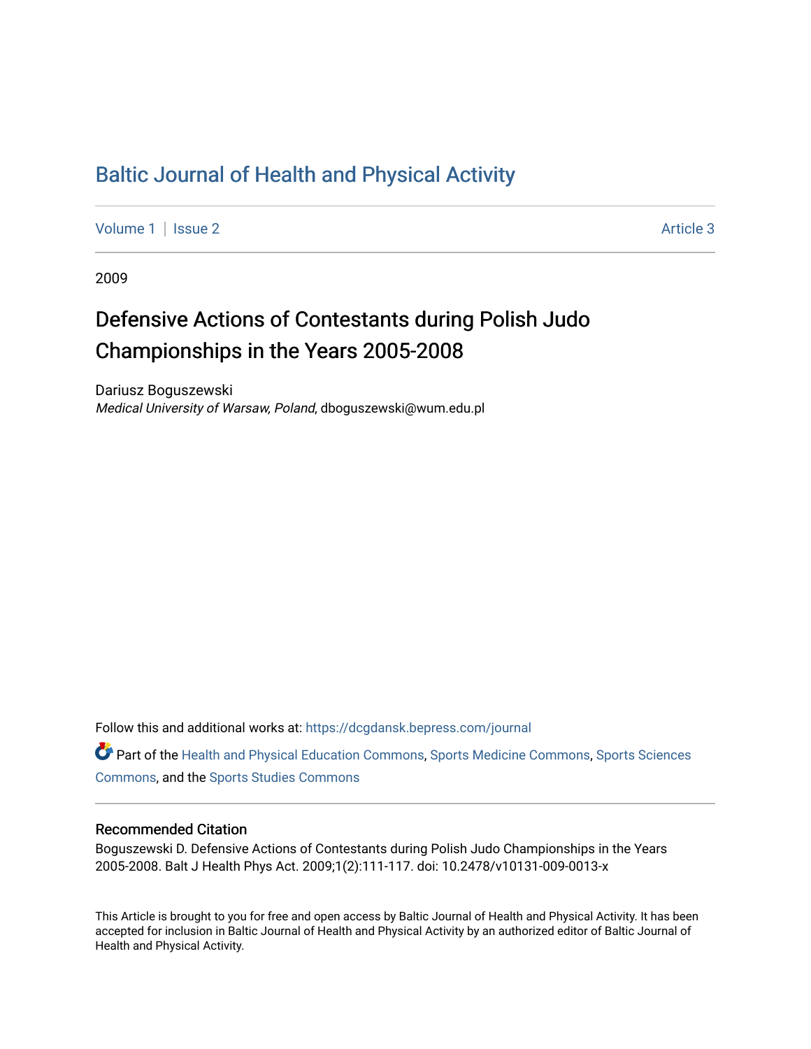# Baltic Journal of Health and Physical Activity

Volume 1 | Issue 2 Article 3

2009

## Defensive Actions of Contestants during Polish Judo Championships in the Years 2005-2008

Dariusz Boguszewski
*Medical University of Warsaw, Poland*, dboguszewski@wum.edu.pl

Follow this and additional works at: https://dcgdansk.bepress.com/journal

Part of the Health and Physical Education Commons, Sports Medicine Commons, Sports Sciences Commons, and the Sports Studies Commons

### Recommended Citation

Boguszewski D. Defensive Actions of Contestants during Polish Judo Championships in the Years 2005-2008. Balt J Health Phys Act. 2009;1(2):111-117. doi: 10.2478/v10131-009-0013-x

This Article is brought to you for free and open access by Baltic Journal of Health and Physical Activity. It has been accepted for inclusion in Baltic Journal of Health and Physical Activity by an authorized editor of Baltic Journal of Health and Physical Activity.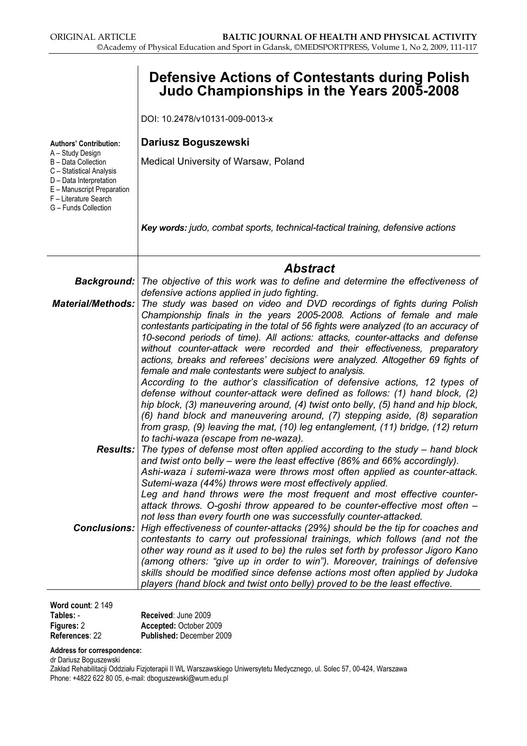ORIGINAL ARTICLE

# Defensive Actions of Contestants during Polish Judo Championships in the Years 2005-2008

DOI: 10.2478/v10131-009-0013-x

**Authors' Contribution:**
A – Study Design
B – Data Collection
C – Statistical Analysis
D – Data Interpretation
E – Manuscript Preparation
F – Literature Search
G – Funds Collection

**Dariusz Boguszewski**

Medical University of Warsaw, Poland

***Key words:*** *judo, combat sports, technical-tactical training, defensive actions*

## *Abstract*

***Background:*** *The objective of this work was to define and determine the effectiveness of defensive actions applied in judo fighting.*

***Material/Methods:*** *The study was based on video and DVD recordings of fights during Polish Championship finals in the years 2005-2008. Actions of female and male contestants participating in the total of 56 fights were analyzed (to an accuracy of 10-second periods of time). All actions: attacks, counter-attacks and defense without counter-attack were recorded and their effectiveness, preparatory actions, breaks and referees' decisions were analyzed. Altogether 69 fights of female and male contestants were subject to analysis.*

*According to the author's classification of defensive actions, 12 types of defense without counter-attack were defined as follows: (1) hand block, (2) hip block, (3) maneuvering around, (4) twist onto belly, (5) hand and hip block, (6) hand block and maneuvering around, (7) stepping aside, (8) separation from grasp, (9) leaving the mat, (10) leg entanglement, (11) bridge, (12) return to tachi-waza (escape from ne-waza).*

***Results:*** *The types of defense most often applied according to the study – hand block and twist onto belly – were the least effective (86% and 66% accordingly).*

*Ashi-waza i sutemi-waza were throws most often applied as counter-attack. Sutemi-waza (44%) throws were most effectively applied.*

*Leg and hand throws were the most frequent and most effective counter-attack throws. O-goshi throw appeared to be counter-effective most often – not less than every fourth one was successfully counter-attacked.*

***Conclusions:*** *High effectiveness of counter-attacks (29%) should be the tip for coaches and contestants to carry out professional trainings, which follows (and not the other way round as it used to be) the rules set forth by professor Jigoro Kano (among others: "give up in order to win"). Moreover, trainings of defense skills should be modified since defense actions most often applied by Judoka players (hand block and twist onto belly) proved to be the least effective.*

**Word count**: 2 149
**Tables:** -
**Figures:** 2
**References**: 22

**Received**: June 2009
**Accepted:** October 2009
**Published:** December 2009

**Address for correspondence:**
dr Dariusz Boguszewski
Zakład Rehabilitacji Oddziału Fizjoterapii II WL Warszawskiego Uniwersytetu Medycznego, ul. Solec 57, 00-424, Warszawa
Phone: +4822 622 80 05, e-mail: dboguszewski@wum.edu.pl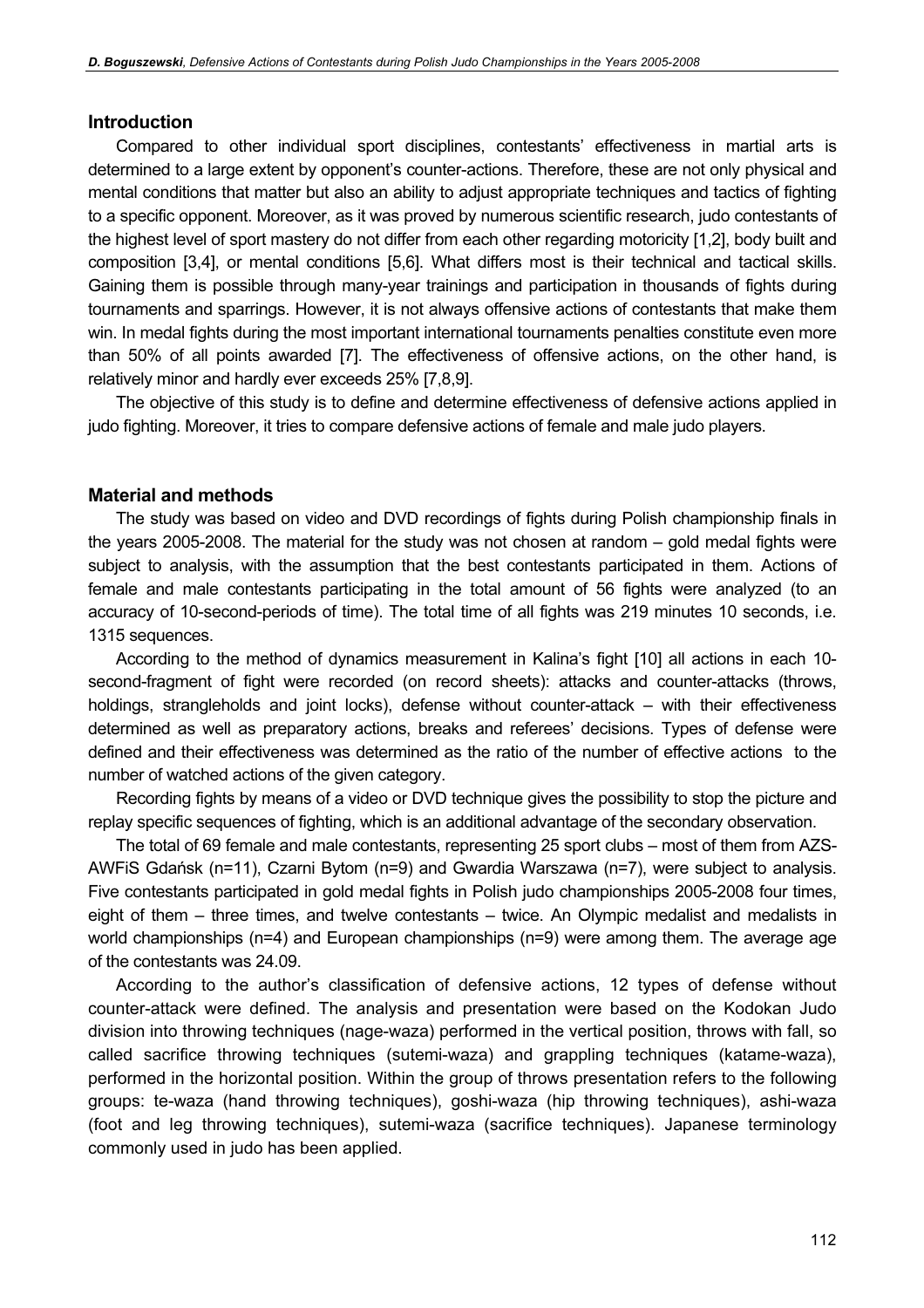## Introduction

Compared to other individual sport disciplines, contestants' effectiveness in martial arts is determined to a large extent by opponent's counter-actions. Therefore, these are not only physical and mental conditions that matter but also an ability to adjust appropriate techniques and tactics of fighting to a specific opponent. Moreover, as it was proved by numerous scientific research, judo contestants of the highest level of sport mastery do not differ from each other regarding motoricity [1,2], body built and composition [3,4], or mental conditions [5,6]. What differs most is their technical and tactical skills. Gaining them is possible through many-year trainings and participation in thousands of fights during tournaments and sparrings. However, it is not always offensive actions of contestants that make them win. In medal fights during the most important international tournaments penalties constitute even more than 50% of all points awarded [7]. The effectiveness of offensive actions, on the other hand, is relatively minor and hardly ever exceeds 25% [7,8,9].

The objective of this study is to define and determine effectiveness of defensive actions applied in judo fighting. Moreover, it tries to compare defensive actions of female and male judo players.

## Material and methods

The study was based on video and DVD recordings of fights during Polish championship finals in the years 2005-2008. The material for the study was not chosen at random – gold medal fights were subject to analysis, with the assumption that the best contestants participated in them. Actions of female and male contestants participating in the total amount of 56 fights were analyzed (to an accuracy of 10-second-periods of time). The total time of all fights was 219 minutes 10 seconds, i.e. 1315 sequences.

According to the method of dynamics measurement in Kalina's fight [10] all actions in each 10-second-fragment of fight were recorded (on record sheets): attacks and counter-attacks (throws, holdings, strangleholds and joint locks), defense without counter-attack – with their effectiveness determined as well as preparatory actions, breaks and referees' decisions. Types of defense were defined and their effectiveness was determined as the ratio of the number of effective actions to the number of watched actions of the given category.

Recording fights by means of a video or DVD technique gives the possibility to stop the picture and replay specific sequences of fighting, which is an additional advantage of the secondary observation.

The total of 69 female and male contestants, representing 25 sport clubs – most of them from AZS-AWFiS Gdańsk (n=11), Czarni Bytom (n=9) and Gwardia Warszawa (n=7), were subject to analysis. Five contestants participated in gold medal fights in Polish judo championships 2005-2008 four times, eight of them – three times, and twelve contestants – twice. An Olympic medalist and medalists in world championships (n=4) and European championships (n=9) were among them. The average age of the contestants was 24.09.

According to the author's classification of defensive actions, 12 types of defense without counter-attack were defined. The analysis and presentation were based on the Kodokan Judo division into throwing techniques (nage-waza) performed in the vertical position, throws with fall, so called sacrifice throwing techniques (sutemi-waza) and grappling techniques (katame-waza), performed in the horizontal position. Within the group of throws presentation refers to the following groups: te-waza (hand throwing techniques), goshi-waza (hip throwing techniques), ashi-waza (foot and leg throwing techniques), sutemi-waza (sacrifice techniques). Japanese terminology commonly used in judo has been applied.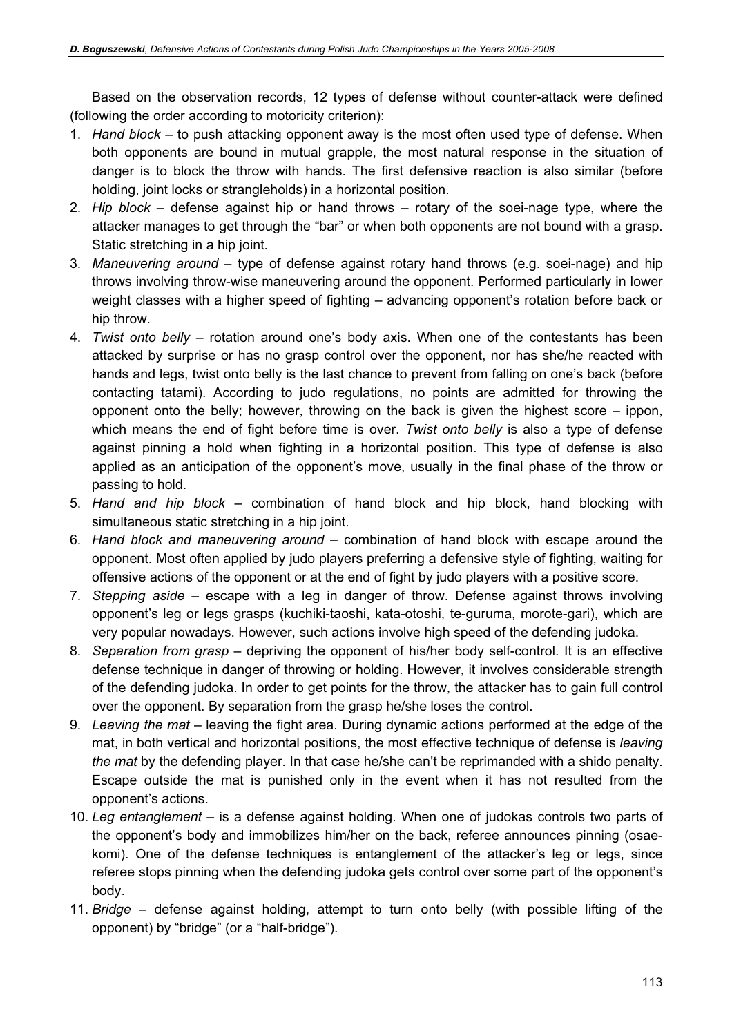Based on the observation records, 12 types of defense without counter-attack were defined (following the order according to motoricity criterion):

1. *Hand block* – to push attacking opponent away is the most often used type of defense. When both opponents are bound in mutual grapple, the most natural response in the situation of danger is to block the throw with hands. The first defensive reaction is also similar (before holding, joint locks or strangleholds) in a horizontal position.
2. *Hip block* – defense against hip or hand throws – rotary of the soei-nage type, where the attacker manages to get through the "bar" or when both opponents are not bound with a grasp. Static stretching in a hip joint.
3. *Maneuvering around* – type of defense against rotary hand throws (e.g. soei-nage) and hip throws involving throw-wise maneuvering around the opponent. Performed particularly in lower weight classes with a higher speed of fighting – advancing opponent's rotation before back or hip throw.
4. *Twist onto belly* – rotation around one's body axis. When one of the contestants has been attacked by surprise or has no grasp control over the opponent, nor has she/he reacted with hands and legs, twist onto belly is the last chance to prevent from falling on one's back (before contacting tatami). According to judo regulations, no points are admitted for throwing the opponent onto the belly; however, throwing on the back is given the highest score – ippon, which means the end of fight before time is over. *Twist onto belly* is also a type of defense against pinning a hold when fighting in a horizontal position. This type of defense is also applied as an anticipation of the opponent's move, usually in the final phase of the throw or passing to hold.
5. *Hand and hip block* – combination of hand block and hip block, hand blocking with simultaneous static stretching in a hip joint.
6. *Hand block and maneuvering around* – combination of hand block with escape around the opponent. Most often applied by judo players preferring a defensive style of fighting, waiting for offensive actions of the opponent or at the end of fight by judo players with a positive score.
7. *Stepping aside* – escape with a leg in danger of throw. Defense against throws involving opponent's leg or legs grasps (kuchiki-taoshi, kata-otoshi, te-guruma, morote-gari), which are very popular nowadays. However, such actions involve high speed of the defending judoka.
8. *Separation from grasp* – depriving the opponent of his/her body self-control. It is an effective defense technique in danger of throwing or holding. However, it involves considerable strength of the defending judoka. In order to get points for the throw, the attacker has to gain full control over the opponent. By separation from the grasp he/she loses the control.
9. *Leaving the mat* – leaving the fight area. During dynamic actions performed at the edge of the mat, in both vertical and horizontal positions, the most effective technique of defense is *leaving the mat* by the defending player. In that case he/she can't be reprimanded with a shido penalty. Escape outside the mat is punished only in the event when it has not resulted from the opponent's actions.
10. *Leg entanglement* – is a defense against holding. When one of judokas controls two parts of the opponent's body and immobilizes him/her on the back, referee announces pinning (osae-komi). One of the defense techniques is entanglement of the attacker's leg or legs, since referee stops pinning when the defending judoka gets control over some part of the opponent's body.
11. *Bridge* – defense against holding, attempt to turn onto belly (with possible lifting of the opponent) by "bridge" (or a "half-bridge").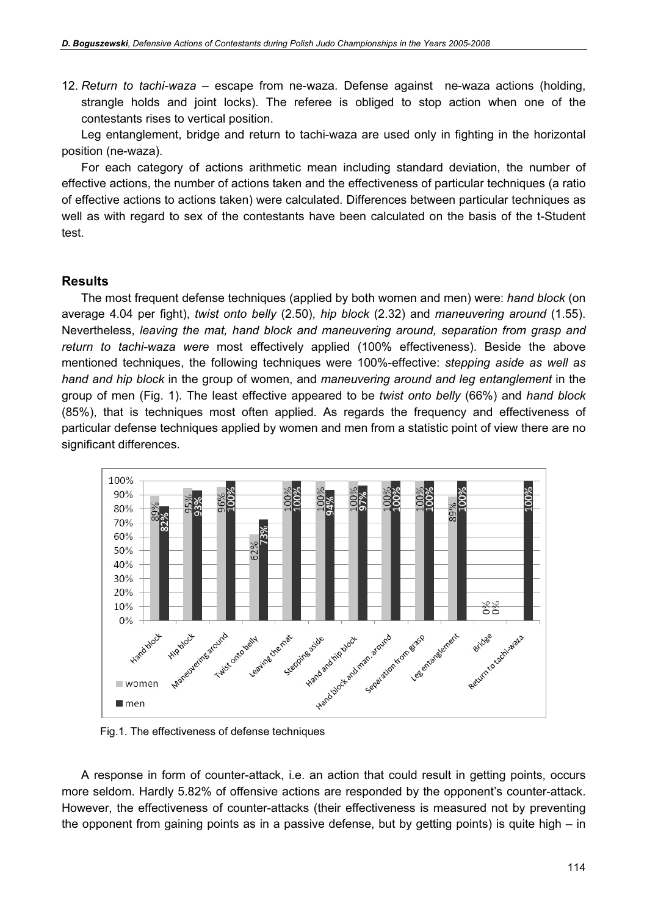12. *Return to tachi-waza* – escape from ne-waza. Defense against ne-waza actions (holding, strangle holds and joint locks). The referee is obliged to stop action when one of the contestants rises to vertical position.

Leg entanglement, bridge and return to tachi-waza are used only in fighting in the horizontal position (ne-waza).

For each category of actions arithmetic mean including standard deviation, the number of effective actions, the number of actions taken and the effectiveness of particular techniques (a ratio of effective actions to actions taken) were calculated. Differences between particular techniques as well as with regard to sex of the contestants have been calculated on the basis of the t-Student test.

## Results

The most frequent defense techniques (applied by both women and men) were: *hand block* (on average 4.04 per fight), *twist onto belly* (2.50), *hip block* (2.32) and *maneuvering around* (1.55). Nevertheless, *leaving the mat, hand block and maneuvering around, separation from grasp and return to tachi-waza were* most effectively applied (100% effectiveness). Beside the above mentioned techniques, the following techniques were 100%-effective: *stepping aside as well as hand and hip block* in the group of women, and *maneuvering around and leg entanglement* in the group of men (Fig. 1). The least effective appeared to be *twist onto belly* (66%) and *hand block* (85%), that is techniques most often applied. As regards the frequency and effectiveness of particular defense techniques applied by women and men from a statistic point of view there are no significant differences.

Fig.1. The effectiveness of defense techniques

A response in form of counter-attack, i.e. an action that could result in getting points, occurs more seldom. Hardly 5.82% of offensive actions are responded by the opponent's counter-attack. However, the effectiveness of counter-attacks (their effectiveness is measured not by preventing the opponent from gaining points as in a passive defense, but by getting points) is quite high – in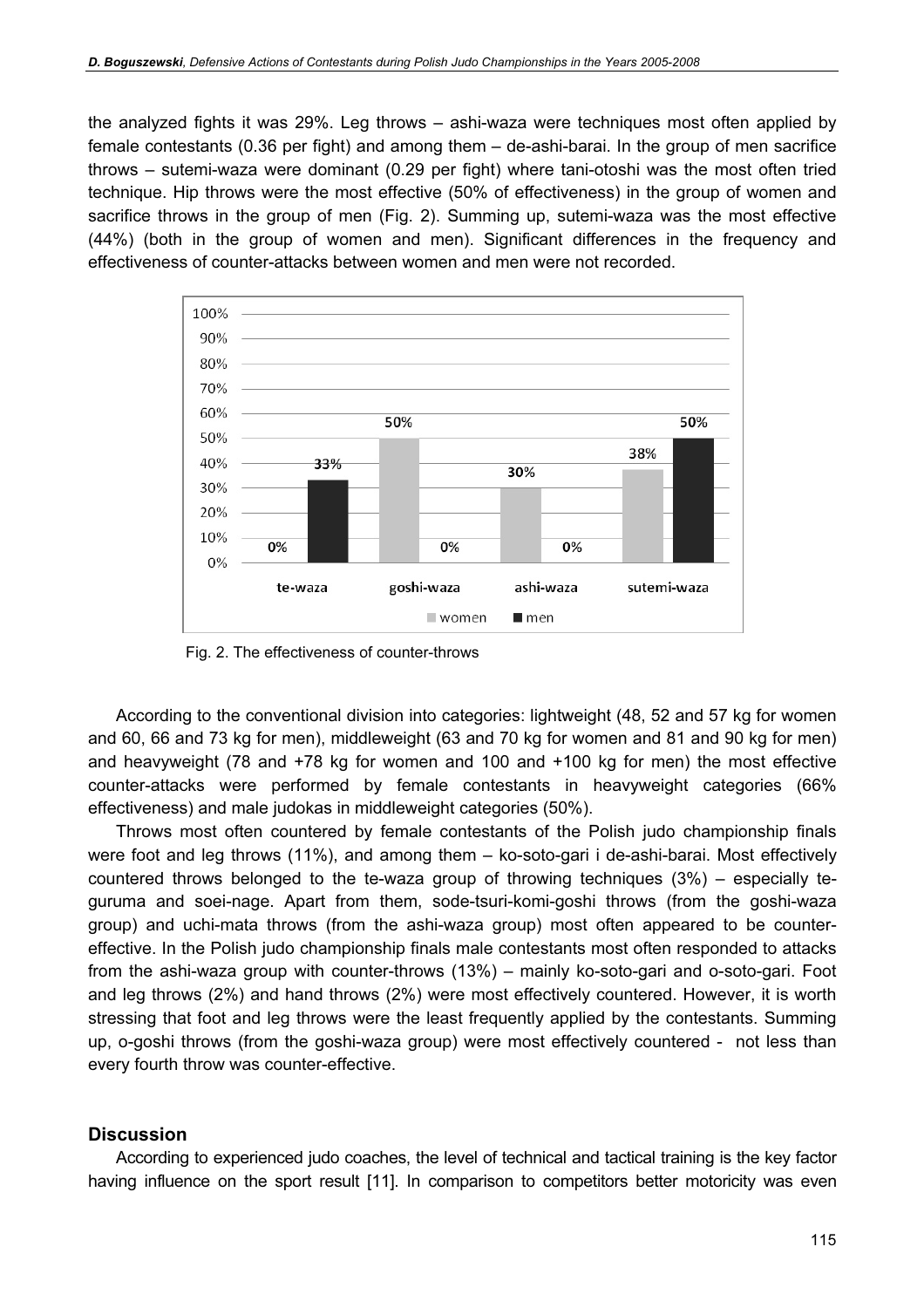the analyzed fights it was 29%. Leg throws – ashi-waza were techniques most often applied by female contestants (0.36 per fight) and among them – de-ashi-barai. In the group of men sacrifice throws – sutemi-waza were dominant (0.29 per fight) where tani-otoshi was the most often tried technique. Hip throws were the most effective (50% of effectiveness) in the group of women and sacrifice throws in the group of men (Fig. 2). Summing up, sutemi-waza was the most effective (44%) (both in the group of women and men). Significant differences in the frequency and effectiveness of counter-attacks between women and men were not recorded.

| | te-waza | goshi-waza | ashi-waza | sutemi-waza |
|---|---|---|---|---|
| women | 0% | 50% | 30% | 38% |
| men | 33% | 0% | 0% | 50% |

Fig. 2. The effectiveness of counter-throws

According to the conventional division into categories: lightweight (48, 52 and 57 kg for women and 60, 66 and 73 kg for men), middleweight (63 and 70 kg for women and 81 and 90 kg for men) and heavyweight (78 and +78 kg for women and 100 and +100 kg for men) the most effective counter-attacks were performed by female contestants in heavyweight categories (66% effectiveness) and male judokas in middleweight categories (50%).

Throws most often countered by female contestants of the Polish judo championship finals were foot and leg throws (11%), and among them – ko-soto-gari i de-ashi-barai. Most effectively countered throws belonged to the te-waza group of throwing techniques (3%) – especially te-guruma and soei-nage. Apart from them, sode-tsuri-komi-goshi throws (from the goshi-waza group) and uchi-mata throws (from the ashi-waza group) most often appeared to be counter-effective. In the Polish judo championship finals male contestants most often responded to attacks from the ashi-waza group with counter-throws (13%) – mainly ko-soto-gari and o-soto-gari. Foot and leg throws (2%) and hand throws (2%) were most effectively countered. However, it is worth stressing that foot and leg throws were the least frequently applied by the contestants. Summing up, o-goshi throws (from the goshi-waza group) were most effectively countered - not less than every fourth throw was counter-effective.

## Discussion

According to experienced judo coaches, the level of technical and tactical training is the key factor having influence on the sport result [11]. In comparison to competitors better motoricity was even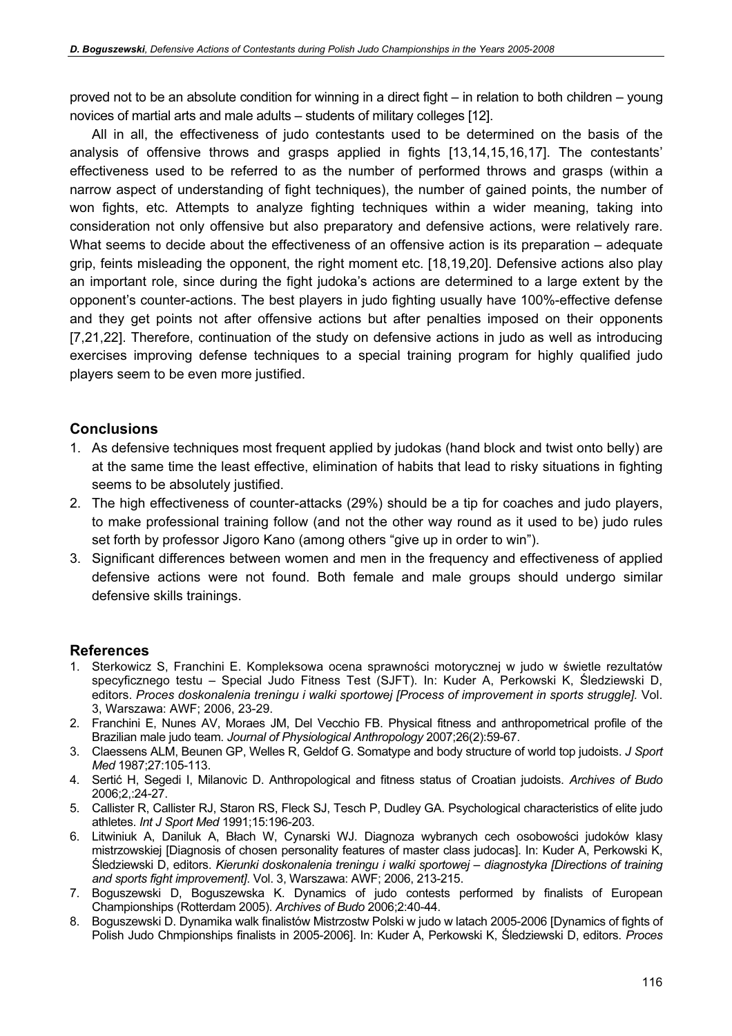proved not to be an absolute condition for winning in a direct fight – in relation to both children – young novices of martial arts and male adults – students of military colleges [12].

All in all, the effectiveness of judo contestants used to be determined on the basis of the analysis of offensive throws and grasps applied in fights [13,14,15,16,17]. The contestants' effectiveness used to be referred to as the number of performed throws and grasps (within a narrow aspect of understanding of fight techniques), the number of gained points, the number of won fights, etc. Attempts to analyze fighting techniques within a wider meaning, taking into consideration not only offensive but also preparatory and defensive actions, were relatively rare. What seems to decide about the effectiveness of an offensive action is its preparation – adequate grip, feints misleading the opponent, the right moment etc. [18,19,20]. Defensive actions also play an important role, since during the fight judoka's actions are determined to a large extent by the opponent's counter-actions. The best players in judo fighting usually have 100%-effective defense and they get points not after offensive actions but after penalties imposed on their opponents [7,21,22]. Therefore, continuation of the study on defensive actions in judo as well as introducing exercises improving defense techniques to a special training program for highly qualified judo players seem to be even more justified.

## Conclusions

1. As defensive techniques most frequent applied by judokas (hand block and twist onto belly) are at the same time the least effective, elimination of habits that lead to risky situations in fighting seems to be absolutely justified.
2. The high effectiveness of counter-attacks (29%) should be a tip for coaches and judo players, to make professional training follow (and not the other way round as it used to be) judo rules set forth by professor Jigoro Kano (among others "give up in order to win").
3. Significant differences between women and men in the frequency and effectiveness of applied defensive actions were not found. Both female and male groups should undergo similar defensive skills trainings.

## References

1. Sterkowicz S, Franchini E. Kompleksowa ocena sprawności motorycznej w judo w świetle rezultatów specyficznego testu – Special Judo Fitness Test (SJFT). In: Kuder A, Perkowski K, Śledziewski D, editors. *Proces doskonalenia treningu i walki sportowej [Process of improvement in sports struggle].* Vol. 3, Warszawa: AWF; 2006, 23-29.
2. Franchini E, Nunes AV, Moraes JM, Del Vecchio FB. Physical fitness and anthropometrical profile of the Brazilian male judo team. *Journal of Physiological Anthropology* 2007;26(2):59-67.
3. Claessens ALM, Beunen GP, Welles R, Geldof G. Somatype and body structure of world top judoists. *J Sport Med* 1987;27:105-113.
4. Sertić H, Segedi I, Milanovic D. Anthropological and fitness status of Croatian judoists. *Archives of Budo* 2006;2,:24-27.
5. Callister R, Callister RJ, Staron RS, Fleck SJ, Tesch P, Dudley GA. Psychological characteristics of elite judo athletes. *Int J Sport Med* 1991;15:196-203.
6. Litwiniuk A, Daniluk A, Błach W, Cynarski WJ. Diagnoza wybranych cech osobowości judoków klasy mistrzowskiej [Diagnosis of chosen personality features of master class judocas]. In: Kuder A, Perkowski K, Śledziewski D, editors. *Kierunki doskonalenia treningu i walki sportowej – diagnostyka [Directions of training and sports fight improvement]*. Vol. 3, Warszawa: AWF; 2006, 213-215.
7. Boguszewski D, Boguszewska K. Dynamics of judo contests performed by finalists of European Championships (Rotterdam 2005). *Archives of Budo* 2006;2:40-44.
8. Boguszewski D. Dynamika walk finalistów Mistrzostw Polski w judo w latach 2005-2006 [Dynamics of fights of Polish Judo Chmpionships finalists in 2005-2006]. In: Kuder A, Perkowski K, Śledziewski D, editors. *Proces*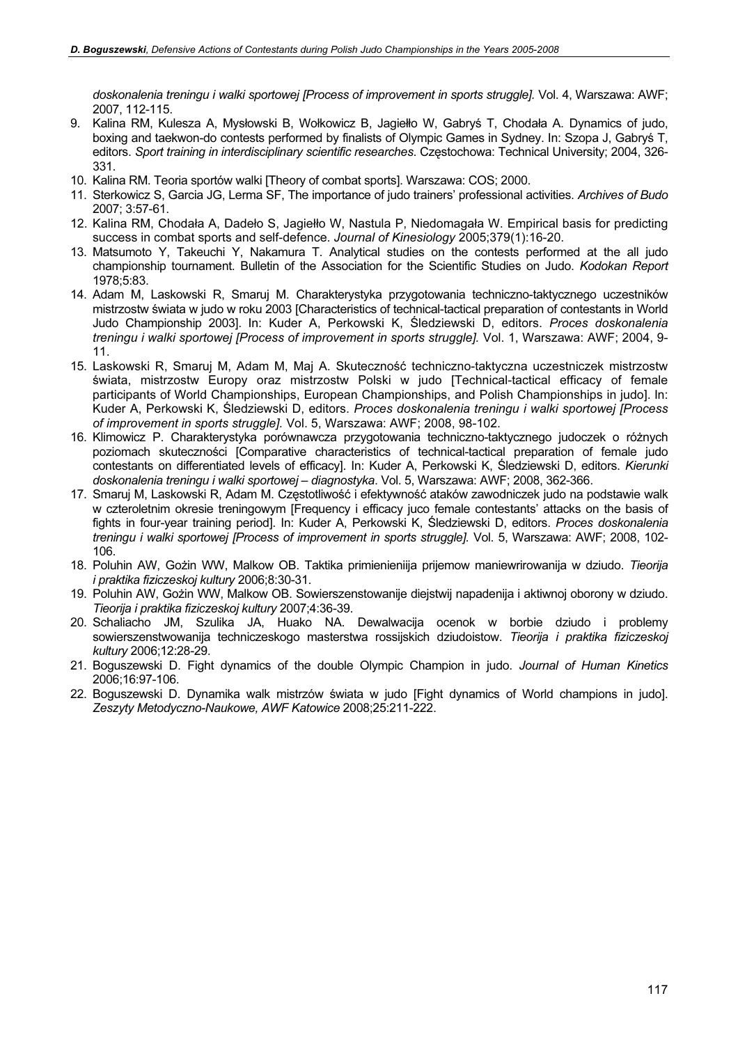*doskonalenia treningu i walki sportowej [Process of improvement in sports struggle].* Vol. 4, Warszawa: AWF; 2007, 112-115.

9. Kalina RM, Kulesza A, Mysłowski B, Wołkowicz B, Jagiełło W, Gabryś T, Chodała A. Dynamics of judo, boxing and taekwon-do contests performed by finalists of Olympic Games in Sydney. In: Szopa J, Gabryś T, editors. *Sport training in interdisciplinary scientific researches*. Częstochowa: Technical University; 2004, 326-331.
10. Kalina RM. Teoria sportów walki [Theory of combat sports]. Warszawa: COS; 2000.
11. Sterkowicz S, Garcia JG, Lerma SF, The importance of judo trainers' professional activities. *Archives of Budo* 2007; 3:57-61.
12. Kalina RM, Chodała A, Dadeło S, Jagiełło W, Nastula P, Niedomagała W. Empirical basis for predicting success in combat sports and self-defence. *Journal of Kinesiology* 2005;379(1):16-20.
13. Matsumoto Y, Takeuchi Y, Nakamura T. Analytical studies on the contests performed at the all judo championship tournament. Bulletin of the Association for the Scientific Studies on Judo. *Kodokan Report* 1978;5:83.
14. Adam M, Laskowski R, Smaruj M. Charakterystyka przygotowania techniczno-taktycznego uczestników mistrzostw świata w judo w roku 2003 [Characteristics of technical-tactical preparation of contestants in World Judo Championship 2003]. In: Kuder A, Perkowski K, Śledziewski D, editors. *Proces doskonalenia treningu i walki sportowej [Process of improvement in sports struggle].* Vol. 1, Warszawa: AWF; 2004, 9-11.
15. Laskowski R, Smaruj M, Adam M, Maj A. Skuteczność techniczno-taktyczna uczestniczek mistrzostw świata, mistrzostw Europy oraz mistrzostw Polski w judo [Technical-tactical efficacy of female participants of World Championships, European Championships, and Polish Championships in judo]. In: Kuder A, Perkowski K, Śledziewski D, editors. *Proces doskonalenia treningu i walki sportowej [Process of improvement in sports struggle].* Vol. 5, Warszawa: AWF; 2008, 98-102.
16. Klimowicz P. Charakterystyka porównawcza przygotowania techniczno-taktycznego judoczek o różnych poziomach skuteczności [Comparative characteristics of technical-tactical preparation of female judo contestants on differentiated levels of efficacy]. In: Kuder A, Perkowski K, Śledziewski D, editors. *Kierunki doskonalenia treningu i walki sportowej – diagnostyka*. Vol. 5, Warszawa: AWF; 2008, 362-366.
17. Smaruj M, Laskowski R, Adam M. Częstotliwość i efektywność ataków zawodniczek judo na podstawie walk w czteroletnim okresie treningowym [Frequency i efficacy juco female contestants' attacks on the basis of fights in four-year training period]. In: Kuder A, Perkowski K, Śledziewski D, editors. *Proces doskonalenia treningu i walki sportowej [Process of improvement in sports struggle].* Vol. 5, Warszawa: AWF; 2008, 102-106.
18. Poluhin AW, Gożin WW, Malkow OB. Taktika primienieniija prijemow maniewrirowanija w dziudo. *Tieorija i praktika fiziczeskoj kultury* 2006;8:30-31.
19. Poluhin AW, Gożin WW, Malkow OB. Sowierszenstowanije diejstwij napadenija i aktiwnoj oborony w dziudo. *Tieorija i praktika fiziczeskoj kultury* 2007;4:36-39.
20. Schaliacho JM, Szulika JA, Huako NA. Dewalwacija ocenok w borbie dziudo i problemy sowierszenstwowanija techniczeskogo masterstwa rossijskich dziudoistow. *Tieorija i praktika fiziczeskoj kultury* 2006;12:28-29.
21. Boguszewski D. Fight dynamics of the double Olympic Champion in judo. *Journal of Human Kinetics* 2006;16:97-106.
22. Boguszewski D. Dynamika walk mistrzów świata w judo [Fight dynamics of World champions in judo]. *Zeszyty Metodyczno-Naukowe, AWF Katowice* 2008;25:211-222.